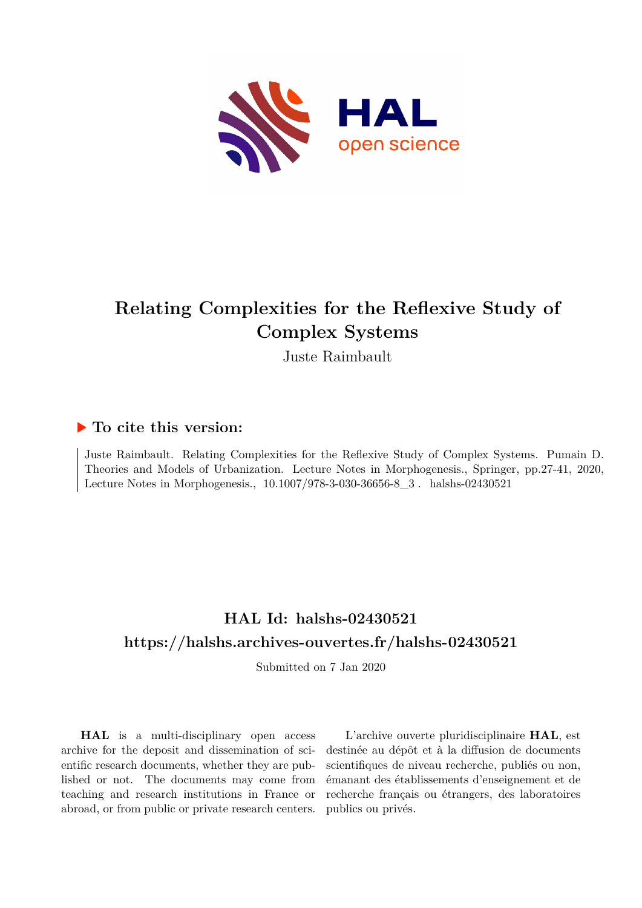# Relating Complexities for the Reflexive Study of Complex Systems

Juste Raimbault

## ▶ To cite this version:

Juste Raimbault. Relating Complexities for the Reflexive Study of Complex Systems. Pumain D. Theories and Models of Urbanization. Lecture Notes in Morphogenesis., Springer, pp.27-41, 2020, Lecture Notes in Morphogenesis., 10.1007/978-3-030-36656-8_3 . halshs-02430521

## HAL Id: halshs-02430521

## https://halshs.archives-ouvertes.fr/halshs-02430521

Submitted on 7 Jan 2020

**HAL** is a multi-disciplinary open access archive for the deposit and dissemination of scientific research documents, whether they are published or not. The documents may come from teaching and research institutions in France or abroad, or from public or private research centers.

L'archive ouverte pluridisciplinaire **HAL**, est destinée au dépôt et à la diffusion de documents scientifiques de niveau recherche, publiés ou non, émanant des établissements d'enseignement et de recherche français ou étrangers, des laboratoires publics ou privés.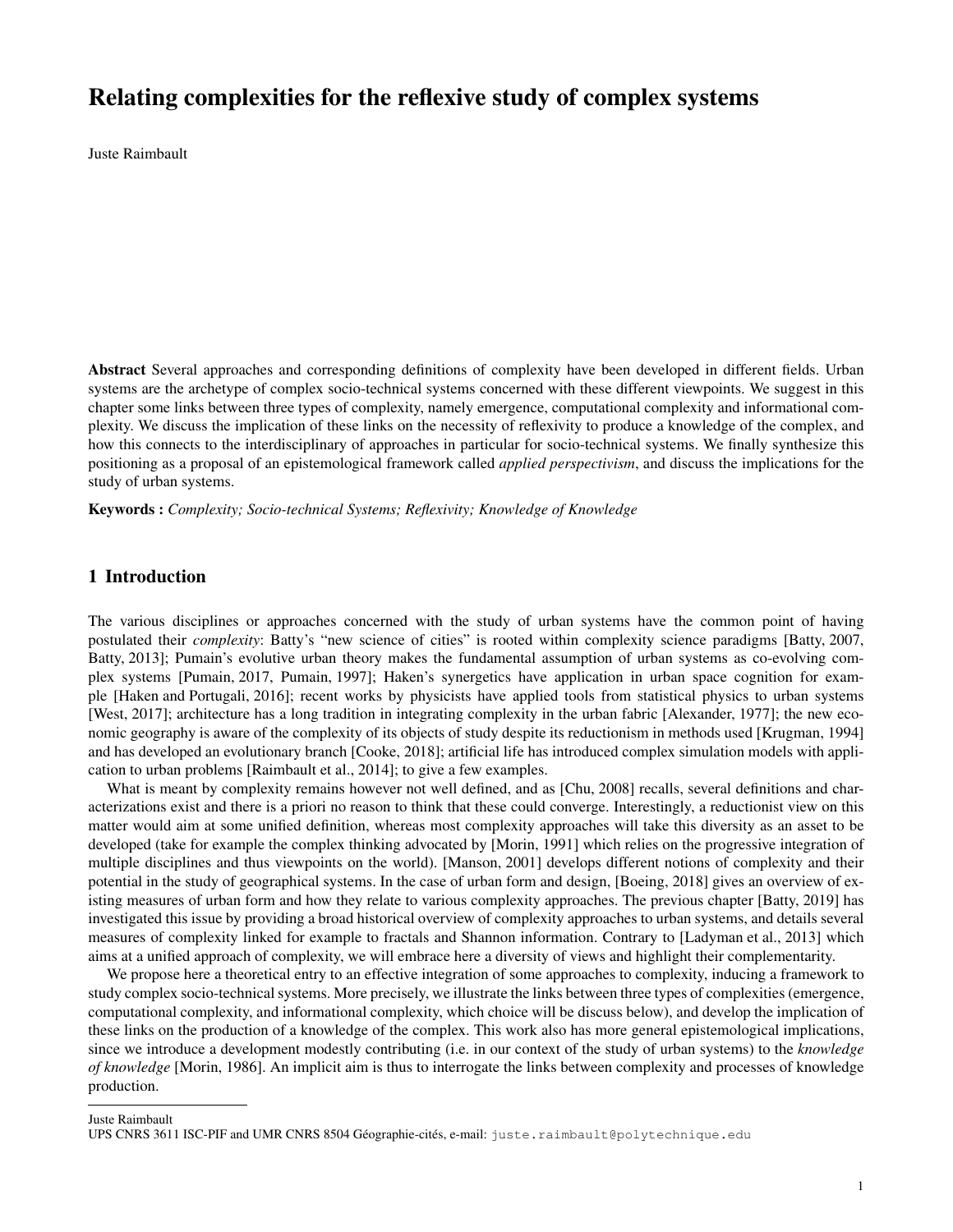# Relating complexities for the reflexive study of complex systems

Juste Raimbault

**Abstract** Several approaches and corresponding definitions of complexity have been developed in different fields. Urban systems are the archetype of complex socio-technical systems concerned with these different viewpoints. We suggest in this chapter some links between three types of complexity, namely emergence, computational complexity and informational complexity. We discuss the implication of these links on the necessity of reflexivity to produce a knowledge of the complex, and how this connects to the interdisciplinary of approaches in particular for socio-technical systems. We finally synthesize this positioning as a proposal of an epistemological framework called *applied perspectivism*, and discuss the implications for the study of urban systems.

**Keywords :** *Complexity; Socio-technical Systems; Reflexivity; Knowledge of Knowledge*

## 1 Introduction

The various disciplines or approaches concerned with the study of urban systems have the common point of having postulated their *complexity*: Batty's "new science of cities" is rooted within complexity science paradigms [Batty, 2007, Batty, 2013]; Pumain's evolutive urban theory makes the fundamental assumption of urban systems as co-evolving complex systems [Pumain, 2017, Pumain, 1997]; Haken's synergetics have application in urban space cognition for example [Haken and Portugali, 2016]; recent works by physicists have applied tools from statistical physics to urban systems [West, 2017]; architecture has a long tradition in integrating complexity in the urban fabric [Alexander, 1977]; the new economic geography is aware of the complexity of its objects of study despite its reductionism in methods used [Krugman, 1994] and has developed an evolutionary branch [Cooke, 2018]; artificial life has introduced complex simulation models with application to urban problems [Raimbault et al., 2014]; to give a few examples.

What is meant by complexity remains however not well defined, and as [Chu, 2008] recalls, several definitions and characterizations exist and there is a priori no reason to think that these could converge. Interestingly, a reductionist view on this matter would aim at some unified definition, whereas most complexity approaches will take this diversity as an asset to be developed (take for example the complex thinking advocated by [Morin, 1991] which relies on the progressive integration of multiple disciplines and thus viewpoints on the world). [Manson, 2001] develops different notions of complexity and their potential in the study of geographical systems. In the case of urban form and design, [Boeing, 2018] gives an overview of existing measures of urban form and how they relate to various complexity approaches. The previous chapter [Batty, 2019] has investigated this issue by providing a broad historical overview of complexity approaches to urban systems, and details several measures of complexity linked for example to fractals and Shannon information. Contrary to [Ladyman et al., 2013] which aims at a unified approach of complexity, we will embrace here a diversity of views and highlight their complementarity.

We propose here a theoretical entry to an effective integration of some approaches to complexity, inducing a framework to study complex socio-technical systems. More precisely, we illustrate the links between three types of complexities (emergence, computational complexity, and informational complexity, which choice will be discuss below), and develop the implication of these links on the production of a knowledge of the complex. This work also has more general epistemological implications, since we introduce a development modestly contributing (i.e. in our context of the study of urban systems) to the *knowledge of knowledge* [Morin, 1986]. An implicit aim is thus to interrogate the links between complexity and processes of knowledge production.

---

Juste Raimbault
UPS CNRS 3611 ISC-PIF and UMR CNRS 8504 Géographie-cités, e-mail: juste.raimbault@polytechnique.edu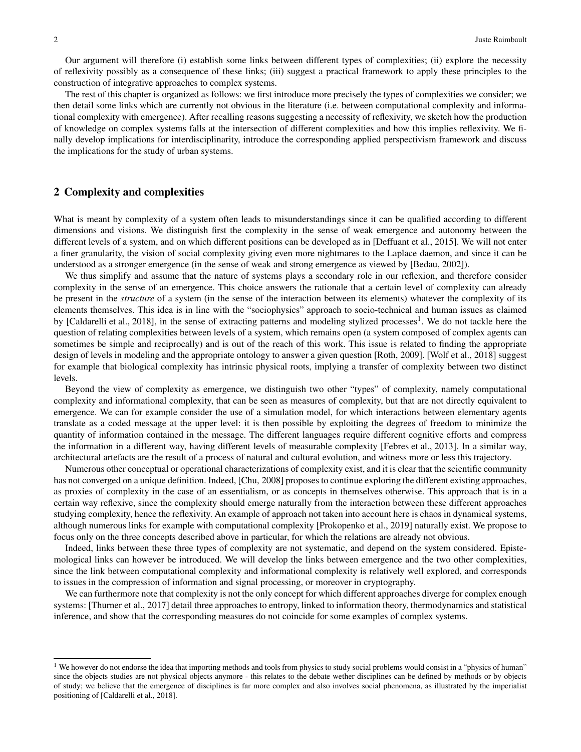Our argument will therefore (i) establish some links between different types of complexities; (ii) explore the necessity of reflexivity possibly as a consequence of these links; (iii) suggest a practical framework to apply these principles to the construction of integrative approaches to complex systems.

The rest of this chapter is organized as follows: we first introduce more precisely the types of complexities we consider; we then detail some links which are currently not obvious in the literature (i.e. between computational complexity and informational complexity with emergence). After recalling reasons suggesting a necessity of reflexivity, we sketch how the production of knowledge on complex systems falls at the intersection of different complexities and how this implies reflexivity. We finally develop implications for interdisciplinarity, introduce the corresponding applied perspectivism framework and discuss the implications for the study of urban systems.

## 2 Complexity and complexities

What is meant by complexity of a system often leads to misunderstandings since it can be qualified according to different dimensions and visions. We distinguish first the complexity in the sense of weak emergence and autonomy between the different levels of a system, and on which different positions can be developed as in [Deffuant et al., 2015]. We will not enter a finer granularity, the vision of social complexity giving even more nightmares to the Laplace daemon, and since it can be understood as a stronger emergence (in the sense of weak and strong emergence as viewed by [Bedau, 2002]).

We thus simplify and assume that the nature of systems plays a secondary role in our reflexion, and therefore consider complexity in the sense of an emergence. This choice answers the rationale that a certain level of complexity can already be present in the *structure* of a system (in the sense of the interaction between its elements) whatever the complexity of its elements themselves. This idea is in line with the "sociophysics" approach to socio-technical and human issues as claimed by [Caldarelli et al., 2018], in the sense of extracting patterns and modeling stylized processes[1]. We do not tackle here the question of relating complexities between levels of a system, which remains open (a system composed of complex agents can sometimes be simple and reciprocally) and is out of the reach of this work. This issue is related to finding the appropriate design of levels in modeling and the appropriate ontology to answer a given question [Roth, 2009]. [Wolf et al., 2018] suggest for example that biological complexity has intrinsic physical roots, implying a transfer of complexity between two distinct levels.

Beyond the view of complexity as emergence, we distinguish two other "types" of complexity, namely computational complexity and informational complexity, that can be seen as measures of complexity, but that are not directly equivalent to emergence. We can for example consider the use of a simulation model, for which interactions between elementary agents translate as a coded message at the upper level: it is then possible by exploiting the degrees of freedom to minimize the quantity of information contained in the message. The different languages require different cognitive efforts and compress the information in a different way, having different levels of measurable complexity [Febres et al., 2013]. In a similar way, architectural artefacts are the result of a process of natural and cultural evolution, and witness more or less this trajectory.

Numerous other conceptual or operational characterizations of complexity exist, and it is clear that the scientific community has not converged on a unique definition. Indeed, [Chu, 2008] proposes to continue exploring the different existing approaches, as proxies of complexity in the case of an essentialism, or as concepts in themselves otherwise. This approach that is in a certain way reflexive, since the complexity should emerge naturally from the interaction between these different approaches studying complexity, hence the reflexivity. An example of approach not taken into account here is chaos in dynamical systems, although numerous links for example with computational complexity [Prokopenko et al., 2019] naturally exist. We propose to focus only on the three concepts described above in particular, for which the relations are already not obvious.

Indeed, links between these three types of complexity are not systematic, and depend on the system considered. Epistemological links can however be introduced. We will develop the links between emergence and the two other complexities, since the link between computational complexity and informational complexity is relatively well explored, and corresponds to issues in the compression of information and signal processing, or moreover in cryptography.

We can furthermore note that complexity is not the only concept for which different approaches diverge for complex enough systems: [Thurner et al., 2017] detail three approaches to entropy, linked to information theory, thermodynamics and statistical inference, and show that the corresponding measures do not coincide for some examples of complex systems.

---

[1] We however do not endorse the idea that importing methods and tools from physics to study social problems would consist in a "physics of human" since the objects studies are not physical objects anymore - this relates to the debate wether disciplines can be defined by methods or by objects of study; we believe that the emergence of disciplines is far more complex and also involves social phenomena, as illustrated by the imperialist positioning of [Caldarelli et al., 2018].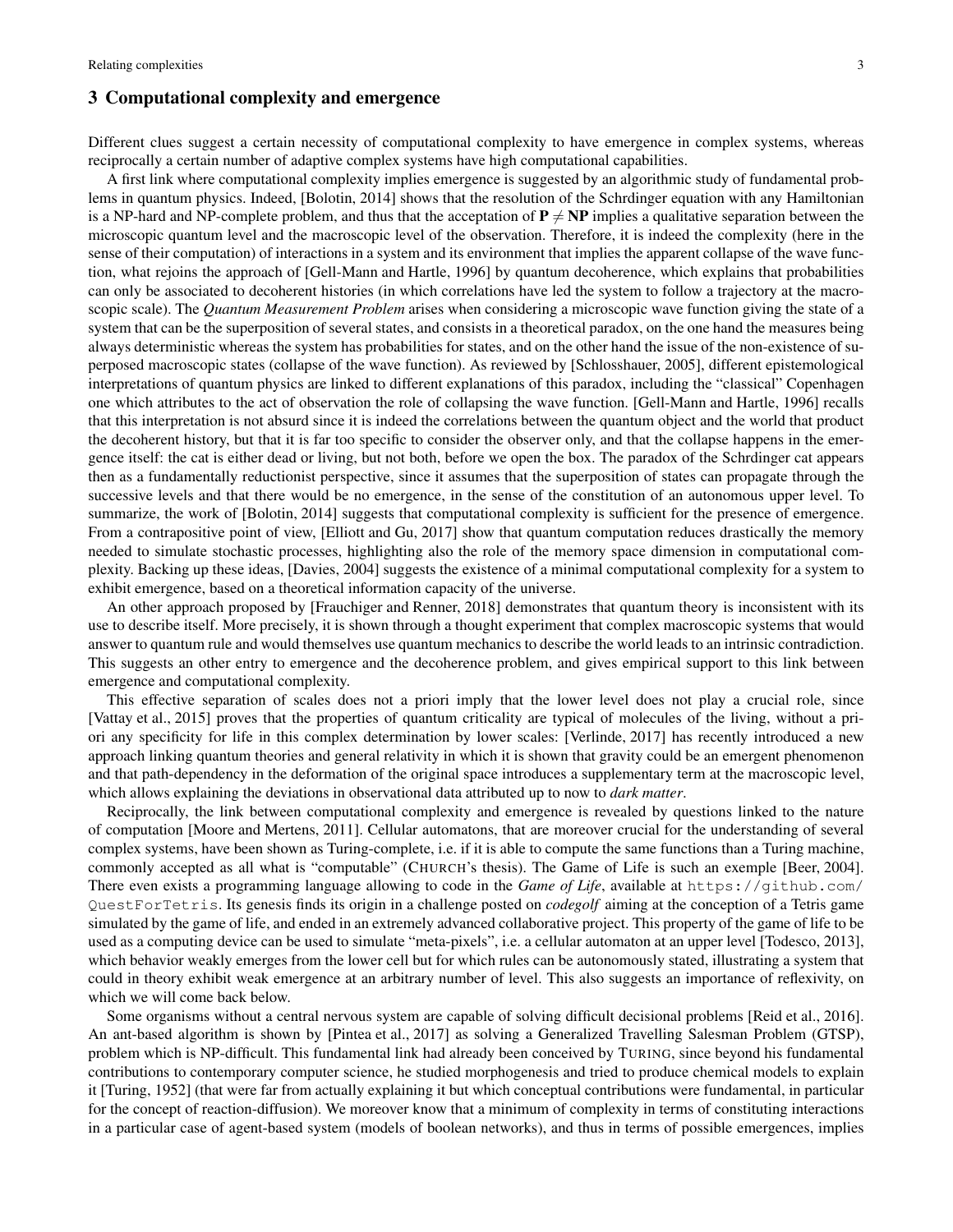## 3 Computational complexity and emergence

Different clues suggest a certain necessity of computational complexity to have emergence in complex systems, whereas reciprocally a certain number of adaptive complex systems have high computational capabilities.

A first link where computational complexity implies emergence is suggested by an algorithmic study of fundamental problems in quantum physics. Indeed, [Bolotin, 2014] shows that the resolution of the Schrdinger equation with any Hamiltonian is a NP-hard and NP-complete problem, and thus that the acceptation of $\mathbf{P} \neq \mathbf{NP}$ implies a qualitative separation between the microscopic quantum level and the macroscopic level of the observation. Therefore, it is indeed the complexity (here in the sense of their computation) of interactions in a system and its environment that implies the apparent collapse of the wave function, what rejoins the approach of [Gell-Mann and Hartle, 1996] by quantum decoherence, which explains that probabilities can only be associated to decoherent histories (in which correlations have led the system to follow a trajectory at the macroscopic scale). The *Quantum Measurement Problem* arises when considering a microscopic wave function giving the state of a system that can be the superposition of several states, and consists in a theoretical paradox, on the one hand the measures being always deterministic whereas the system has probabilities for states, and on the other hand the issue of the non-existence of superposed macroscopic states (collapse of the wave function). As reviewed by [Schlosshauer, 2005], different epistemological interpretations of quantum physics are linked to different explanations of this paradox, including the "classical" Copenhagen one which attributes to the act of observation the role of collapsing the wave function. [Gell-Mann and Hartle, 1996] recalls that this interpretation is not absurd since it is indeed the correlations between the quantum object and the world that product the decoherent history, but that it is far too specific to consider the observer only, and that the collapse happens in the emergence itself: the cat is either dead or living, but not both, before we open the box. The paradox of the Schrdinger cat appears then as a fundamentally reductionist perspective, since it assumes that the superposition of states can propagate through the successive levels and that there would be no emergence, in the sense of the constitution of an autonomous upper level. To summarize, the work of [Bolotin, 2014] suggests that computational complexity is sufficient for the presence of emergence. From a contrapositive point of view, [Elliott and Gu, 2017] show that quantum computation reduces drastically the memory needed to simulate stochastic processes, highlighting also the role of the memory space dimension in computational complexity. Backing up these ideas, [Davies, 2004] suggests the existence of a minimal computational complexity for a system to exhibit emergence, based on a theoretical information capacity of the universe.

An other approach proposed by [Frauchiger and Renner, 2018] demonstrates that quantum theory is inconsistent with its use to describe itself. More precisely, it is shown through a thought experiment that complex macroscopic systems that would answer to quantum rule and would themselves use quantum mechanics to describe the world leads to an intrinsic contradiction. This suggests an other entry to emergence and the decoherence problem, and gives empirical support to this link between emergence and computational complexity.

This effective separation of scales does not a priori imply that the lower level does not play a crucial role, since [Vattay et al., 2015] proves that the properties of quantum criticality are typical of molecules of the living, without a priori any specificity for life in this complex determination by lower scales: [Verlinde, 2017] has recently introduced a new approach linking quantum theories and general relativity in which it is shown that gravity could be an emergent phenomenon and that path-dependency in the deformation of the original space introduces a supplementary term at the macroscopic level, which allows explaining the deviations in observational data attributed up to now to *dark matter*.

Reciprocally, the link between computational complexity and emergence is revealed by questions linked to the nature of computation [Moore and Mertens, 2011]. Cellular automatons, that are moreover crucial for the understanding of several complex systems, have been shown as Turing-complete, i.e. if it is able to compute the same functions than a Turing machine, commonly accepted as all what is "computable" (CHURCH's thesis). The Game of Life is such an exemple [Beer, 2004]. There even exists a programming language allowing to code in the *Game of Life*, available at `https://github.com/QuestForTetris`. Its genesis finds its origin in a challenge posted on *codegolf* aiming at the conception of a Tetris game simulated by the game of life, and ended in an extremely advanced collaborative project. This property of the game of life to be used as a computing device can be used to simulate "meta-pixels", i.e. a cellular automaton at an upper level [Todesco, 2013], which behavior weakly emerges from the lower cell but for which rules can be autonomously stated, illustrating a system that could in theory exhibit weak emergence at an arbitrary number of level. This also suggests an importance of reflexivity, on which we will come back below.

Some organisms without a central nervous system are capable of solving difficult decisional problems [Reid et al., 2016]. An ant-based algorithm is shown by [Pintea et al., 2017] as solving a Generalized Travelling Salesman Problem (GTSP), problem which is NP-difficult. This fundamental link had already been conceived by TURING, since beyond his fundamental contributions to contemporary computer science, he studied morphogenesis and tried to produce chemical models to explain it [Turing, 1952] (that were far from actually explaining it but which conceptual contributions were fundamental, in particular for the concept of reaction-diffusion). We moreover know that a minimum of complexity in terms of constituting interactions in a particular case of agent-based system (models of boolean networks), and thus in terms of possible emergences, implies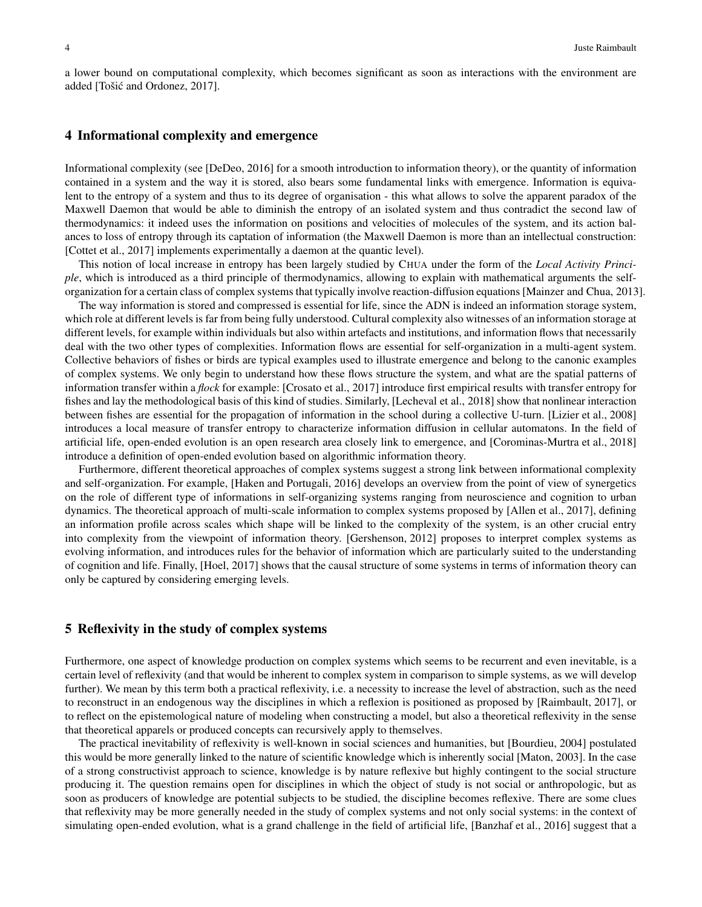a lower bound on computational complexity, which becomes significant as soon as interactions with the environment are added [Tošić and Ordonez, 2017].

## 4 Informational complexity and emergence

Informational complexity (see [DeDeo, 2016] for a smooth introduction to information theory), or the quantity of information contained in a system and the way it is stored, also bears some fundamental links with emergence. Information is equivalent to the entropy of a system and thus to its degree of organisation - this what allows to solve the apparent paradox of the Maxwell Daemon that would be able to diminish the entropy of an isolated system and thus contradict the second law of thermodynamics: it indeed uses the information on positions and velocities of molecules of the system, and its action balances to loss of entropy through its captation of information (the Maxwell Daemon is more than an intellectual construction: [Cottet et al., 2017] implements experimentally a daemon at the quantic level).

This notion of local increase in entropy has been largely studied by CHUA under the form of the *Local Activity Principle*, which is introduced as a third principle of thermodynamics, allowing to explain with mathematical arguments the self-organization for a certain class of complex systems that typically involve reaction-diffusion equations [Mainzer and Chua, 2013].

The way information is stored and compressed is essential for life, since the ADN is indeed an information storage system, which role at different levels is far from being fully understood. Cultural complexity also witnesses of an information storage at different levels, for example within individuals but also within artefacts and institutions, and information flows that necessarily deal with the two other types of complexities. Information flows are essential for self-organization in a multi-agent system. Collective behaviors of fishes or birds are typical examples used to illustrate emergence and belong to the canonic examples of complex systems. We only begin to understand how these flows structure the system, and what are the spatial patterns of information transfer within a *flock* for example: [Crosato et al., 2017] introduce first empirical results with transfer entropy for fishes and lay the methodological basis of this kind of studies. Similarly, [Lecheval et al., 2018] show that nonlinear interaction between fishes are essential for the propagation of information in the school during a collective U-turn. [Lizier et al., 2008] introduces a local measure of transfer entropy to characterize information diffusion in cellular automatons. In the field of artificial life, open-ended evolution is an open research area closely link to emergence, and [Corominas-Murtra et al., 2018] introduce a definition of open-ended evolution based on algorithmic information theory.

Furthermore, different theoretical approaches of complex systems suggest a strong link between informational complexity and self-organization. For example, [Haken and Portugali, 2016] develops an overview from the point of view of synergetics on the role of different type of informations in self-organizing systems ranging from neuroscience and cognition to urban dynamics. The theoretical approach of multi-scale information to complex systems proposed by [Allen et al., 2017], defining an information profile across scales which shape will be linked to the complexity of the system, is an other crucial entry into complexity from the viewpoint of information theory. [Gershenson, 2012] proposes to interpret complex systems as evolving information, and introduces rules for the behavior of information which are particularly suited to the understanding of cognition and life. Finally, [Hoel, 2017] shows that the causal structure of some systems in terms of information theory can only be captured by considering emerging levels.

## 5 Reflexivity in the study of complex systems

Furthermore, one aspect of knowledge production on complex systems which seems to be recurrent and even inevitable, is a certain level of reflexivity (and that would be inherent to complex system in comparison to simple systems, as we will develop further). We mean by this term both a practical reflexivity, i.e. a necessity to increase the level of abstraction, such as the need to reconstruct in an endogenous way the disciplines in which a reflexion is positioned as proposed by [Raimbault, 2017], or to reflect on the epistemological nature of modeling when constructing a model, but also a theoretical reflexivity in the sense that theoretical apparels or produced concepts can recursively apply to themselves.

The practical inevitability of reflexivity is well-known in social sciences and humanities, but [Bourdieu, 2004] postulated this would be more generally linked to the nature of scientific knowledge which is inherently social [Maton, 2003]. In the case of a strong constructivist approach to science, knowledge is by nature reflexive but highly contingent to the social structure producing it. The question remains open for disciplines in which the object of study is not social or anthropologic, but as soon as producers of knowledge are potential subjects to be studied, the discipline becomes reflexive. There are some clues that reflexivity may be more generally needed in the study of complex systems and not only social systems: in the context of simulating open-ended evolution, what is a grand challenge in the field of artificial life, [Banzhaf et al., 2016] suggest that a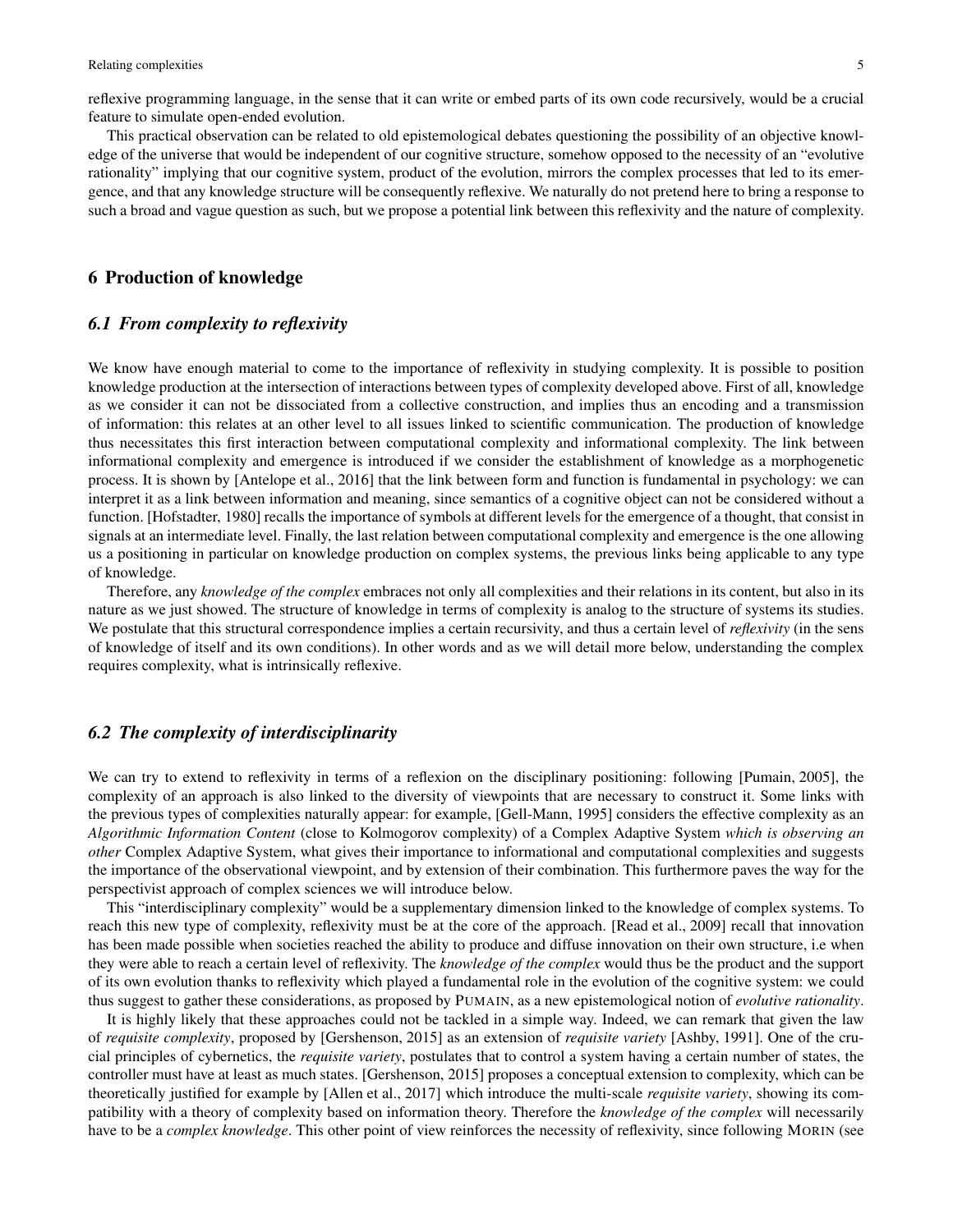reflexive programming language, in the sense that it can write or embed parts of its own code recursively, would be a crucial feature to simulate open-ended evolution.

This practical observation can be related to old epistemological debates questioning the possibility of an objective knowledge of the universe that would be independent of our cognitive structure, somehow opposed to the necessity of an "evolutive rationality" implying that our cognitive system, product of the evolution, mirrors the complex processes that led to its emergence, and that any knowledge structure will be consequently reflexive. We naturally do not pretend here to bring a response to such a broad and vague question as such, but we propose a potential link between this reflexivity and the nature of complexity.

## 6 Production of knowledge

### *6.1 From complexity to reflexivity*

We know have enough material to come to the importance of reflexivity in studying complexity. It is possible to position knowledge production at the intersection of interactions between types of complexity developed above. First of all, knowledge as we consider it can not be dissociated from a collective construction, and implies thus an encoding and a transmission of information: this relates at an other level to all issues linked to scientific communication. The production of knowledge thus necessitates this first interaction between computational complexity and informational complexity. The link between informational complexity and emergence is introduced if we consider the establishment of knowledge as a morphogenetic process. It is shown by [Antelope et al., 2016] that the link between form and function is fundamental in psychology: we can interpret it as a link between information and meaning, since semantics of a cognitive object can not be considered without a function. [Hofstadter, 1980] recalls the importance of symbols at different levels for the emergence of a thought, that consist in signals at an intermediate level. Finally, the last relation between computational complexity and emergence is the one allowing us a positioning in particular on knowledge production on complex systems, the previous links being applicable to any type of knowledge.

Therefore, any *knowledge of the complex* embraces not only all complexities and their relations in its content, but also in its nature as we just showed. The structure of knowledge in terms of complexity is analog to the structure of systems its studies. We postulate that this structural correspondence implies a certain recursivity, and thus a certain level of *reflexivity* (in the sens of knowledge of itself and its own conditions). In other words and as we will detail more below, understanding the complex requires complexity, what is intrinsically reflexive.

### *6.2 The complexity of interdisciplinarity*

We can try to extend to reflexivity in terms of a reflexion on the disciplinary positioning: following [Pumain, 2005], the complexity of an approach is also linked to the diversity of viewpoints that are necessary to construct it. Some links with the previous types of complexities naturally appear: for example, [Gell-Mann, 1995] considers the effective complexity as an *Algorithmic Information Content* (close to Kolmogorov complexity) of a Complex Adaptive System *which is observing an other* Complex Adaptive System, what gives their importance to informational and computational complexities and suggests the importance of the observational viewpoint, and by extension of their combination. This furthermore paves the way for the perspectivist approach of complex sciences we will introduce below.

This "interdisciplinary complexity" would be a supplementary dimension linked to the knowledge of complex systems. To reach this new type of complexity, reflexivity must be at the core of the approach. [Read et al., 2009] recall that innovation has been made possible when societies reached the ability to produce and diffuse innovation on their own structure, i.e when they were able to reach a certain level of reflexivity. The *knowledge of the complex* would thus be the product and the support of its own evolution thanks to reflexivity which played a fundamental role in the evolution of the cognitive system: we could thus suggest to gather these considerations, as proposed by PUMAIN, as a new epistemological notion of *evolutive rationality*.

It is highly likely that these approaches could not be tackled in a simple way. Indeed, we can remark that given the law of *requisite complexity*, proposed by [Gershenson, 2015] as an extension of *requisite variety* [Ashby, 1991]. One of the crucial principles of cybernetics, the *requisite variety*, postulates that to control a system having a certain number of states, the controller must have at least as much states. [Gershenson, 2015] proposes a conceptual extension to complexity, which can be theoretically justified for example by [Allen et al., 2017] which introduce the multi-scale *requisite variety*, showing its compatibility with a theory of complexity based on information theory. Therefore the *knowledge of the complex* will necessarily have to be a *complex knowledge*. This other point of view reinforces the necessity of reflexivity, since following MORIN (see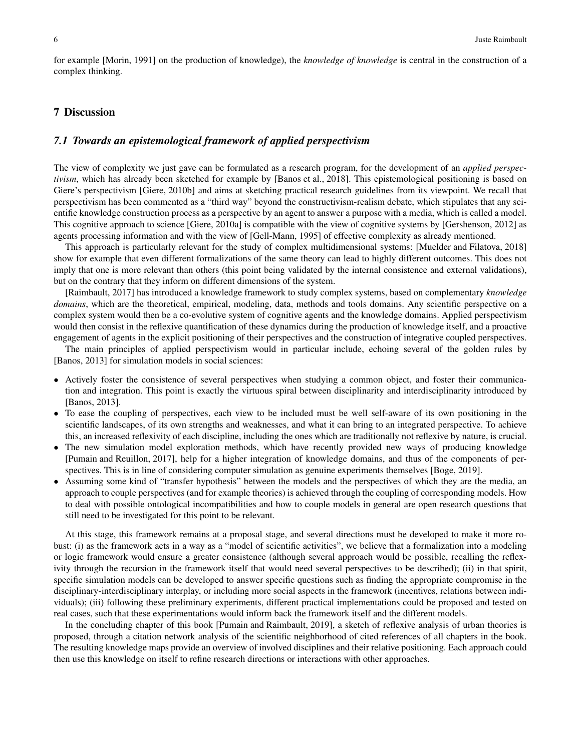for example [Morin, 1991] on the production of knowledge), the *knowledge of knowledge* is central in the construction of a complex thinking.

## 7 Discussion

### *7.1 Towards an epistemological framework of applied perspectivism*

The view of complexity we just gave can be formulated as a research program, for the development of an *applied perspectivism*, which has already been sketched for example by [Banos et al., 2018]. This epistemological positioning is based on Giere's perspectivism [Giere, 2010b] and aims at sketching practical research guidelines from its viewpoint. We recall that perspectivism has been commented as a "third way" beyond the constructivism-realism debate, which stipulates that any scientific knowledge construction process as a perspective by an agent to answer a purpose with a media, which is called a model. This cognitive approach to science [Giere, 2010a] is compatible with the view of cognitive systems by [Gershenson, 2012] as agents processing information and with the view of [Gell-Mann, 1995] of effective complexity as already mentioned.

This approach is particularly relevant for the study of complex multidimensional systems: [Muelder and Filatova, 2018] show for example that even different formalizations of the same theory can lead to highly different outcomes. This does not imply that one is more relevant than others (this point being validated by the internal consistence and external validations), but on the contrary that they inform on different dimensions of the system.

[Raimbault, 2017] has introduced a knowledge framework to study complex systems, based on complementary *knowledge domains*, which are the theoretical, empirical, modeling, data, methods and tools domains. Any scientific perspective on a complex system would then be a co-evolutive system of cognitive agents and the knowledge domains. Applied perspectivism would then consist in the reflexive quantification of these dynamics during the production of knowledge itself, and a proactive engagement of agents in the explicit positioning of their perspectives and the construction of integrative coupled perspectives.

The main principles of applied perspectivism would in particular include, echoing several of the golden rules by [Banos, 2013] for simulation models in social sciences:

- Actively foster the consistence of several perspectives when studying a common object, and foster their communication and integration. This point is exactly the virtuous spiral between disciplinarity and interdisciplinarity introduced by [Banos, 2013].
- To ease the coupling of perspectives, each view to be included must be well self-aware of its own positioning in the scientific landscapes, of its own strengths and weaknesses, and what it can bring to an integrated perspective. To achieve this, an increased reflexivity of each discipline, including the ones which are traditionally not reflexive by nature, is crucial.
- The new simulation model exploration methods, which have recently provided new ways of producing knowledge [Pumain and Reuillon, 2017], help for a higher integration of knowledge domains, and thus of the components of perspectives. This is in line of considering computer simulation as genuine experiments themselves [Boge, 2019].
- Assuming some kind of "transfer hypothesis" between the models and the perspectives of which they are the media, an approach to couple perspectives (and for example theories) is achieved through the coupling of corresponding models. How to deal with possible ontological incompatibilities and how to couple models in general are open research questions that still need to be investigated for this point to be relevant.

At this stage, this framework remains at a proposal stage, and several directions must be developed to make it more robust: (i) as the framework acts in a way as a "model of scientific activities", we believe that a formalization into a modeling or logic framework would ensure a greater consistence (although several approach would be possible, recalling the reflexivity through the recursion in the framework itself that would need several perspectives to be described); (ii) in that spirit, specific simulation models can be developed to answer specific questions such as finding the appropriate compromise in the disciplinary-interdisciplinary interplay, or including more social aspects in the framework (incentives, relations between individuals); (iii) following these preliminary experiments, different practical implementations could be proposed and tested on real cases, such that these experimentations would inform back the framework itself and the different models.

In the concluding chapter of this book [Pumain and Raimbault, 2019], a sketch of reflexive analysis of urban theories is proposed, through a citation network analysis of the scientific neighborhood of cited references of all chapters in the book. The resulting knowledge maps provide an overview of involved disciplines and their relative positioning. Each approach could then use this knowledge on itself to refine research directions or interactions with other approaches.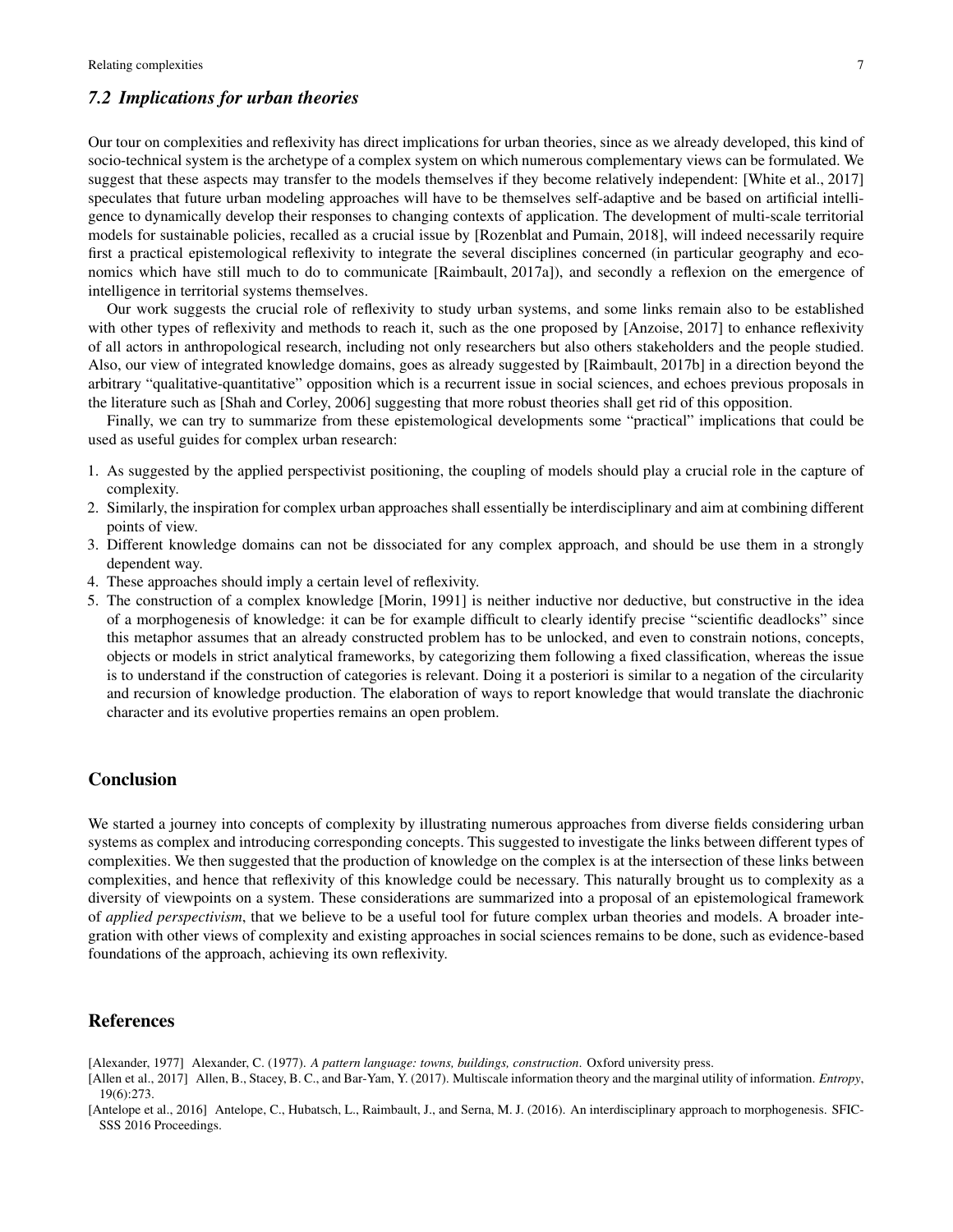### 7.2 Implications for urban theories

Our tour on complexities and reflexivity has direct implications for urban theories, since as we already developed, this kind of socio-technical system is the archetype of a complex system on which numerous complementary views can be formulated. We suggest that these aspects may transfer to the models themselves if they become relatively independent: [White et al., 2017] speculates that future urban modeling approaches will have to be themselves self-adaptive and be based on artificial intelligence to dynamically develop their responses to changing contexts of application. The development of multi-scale territorial models for sustainable policies, recalled as a crucial issue by [Rozenblat and Pumain, 2018], will indeed necessarily require first a practical epistemological reflexivity to integrate the several disciplines concerned (in particular geography and economics which have still much to do to communicate [Raimbault, 2017a]), and secondly a reflexion on the emergence of intelligence in territorial systems themselves.

Our work suggests the crucial role of reflexivity to study urban systems, and some links remain also to be established with other types of reflexivity and methods to reach it, such as the one proposed by [Anzoise, 2017] to enhance reflexivity of all actors in anthropological research, including not only researchers but also others stakeholders and the people studied. Also, our view of integrated knowledge domains, goes as already suggested by [Raimbault, 2017b] in a direction beyond the arbitrary "qualitative-quantitative" opposition which is a recurrent issue in social sciences, and echoes previous proposals in the literature such as [Shah and Corley, 2006] suggesting that more robust theories shall get rid of this opposition.

Finally, we can try to summarize from these epistemological developments some "practical" implications that could be used as useful guides for complex urban research:

1. As suggested by the applied perspectivist positioning, the coupling of models should play a crucial role in the capture of complexity.
2. Similarly, the inspiration for complex urban approaches shall essentially be interdisciplinary and aim at combining different points of view.
3. Different knowledge domains can not be dissociated for any complex approach, and should be use them in a strongly dependent way.
4. These approaches should imply a certain level of reflexivity.
5. The construction of a complex knowledge [Morin, 1991] is neither inductive nor deductive, but constructive in the idea of a morphogenesis of knowledge: it can be for example difficult to clearly identify precise "scientific deadlocks" since this metaphor assumes that an already constructed problem has to be unlocked, and even to constrain notions, concepts, objects or models in strict analytical frameworks, by categorizing them following a fixed classification, whereas the issue is to understand if the construction of categories is relevant. Doing it a posteriori is similar to a negation of the circularity and recursion of knowledge production. The elaboration of ways to report knowledge that would translate the diachronic character and its evolutive properties remains an open problem.

## Conclusion

We started a journey into concepts of complexity by illustrating numerous approaches from diverse fields considering urban systems as complex and introducing corresponding concepts. This suggested to investigate the links between different types of complexities. We then suggested that the production of knowledge on the complex is at the intersection of these links between complexities, and hence that reflexivity of this knowledge could be necessary. This naturally brought us to complexity as a diversity of viewpoints on a system. These considerations are summarized into a proposal of an epistemological framework of *applied perspectivism*, that we believe to be a useful tool for future complex urban theories and models. A broader integration with other views of complexity and existing approaches in social sciences remains to be done, such as evidence-based foundations of the approach, achieving its own reflexivity.

## References

[Alexander, 1977] Alexander, C. (1977). *A pattern language: towns, buildings, construction*. Oxford university press.

[Allen et al., 2017] Allen, B., Stacey, B. C., and Bar-Yam, Y. (2017). Multiscale information theory and the marginal utility of information. *Entropy*, 19(6):273.

[Antelope et al., 2016] Antelope, C., Hubatsch, L., Raimbault, J., and Serna, M. J. (2016). An interdisciplinary approach to morphogenesis. SFIC-SSS 2016 Proceedings.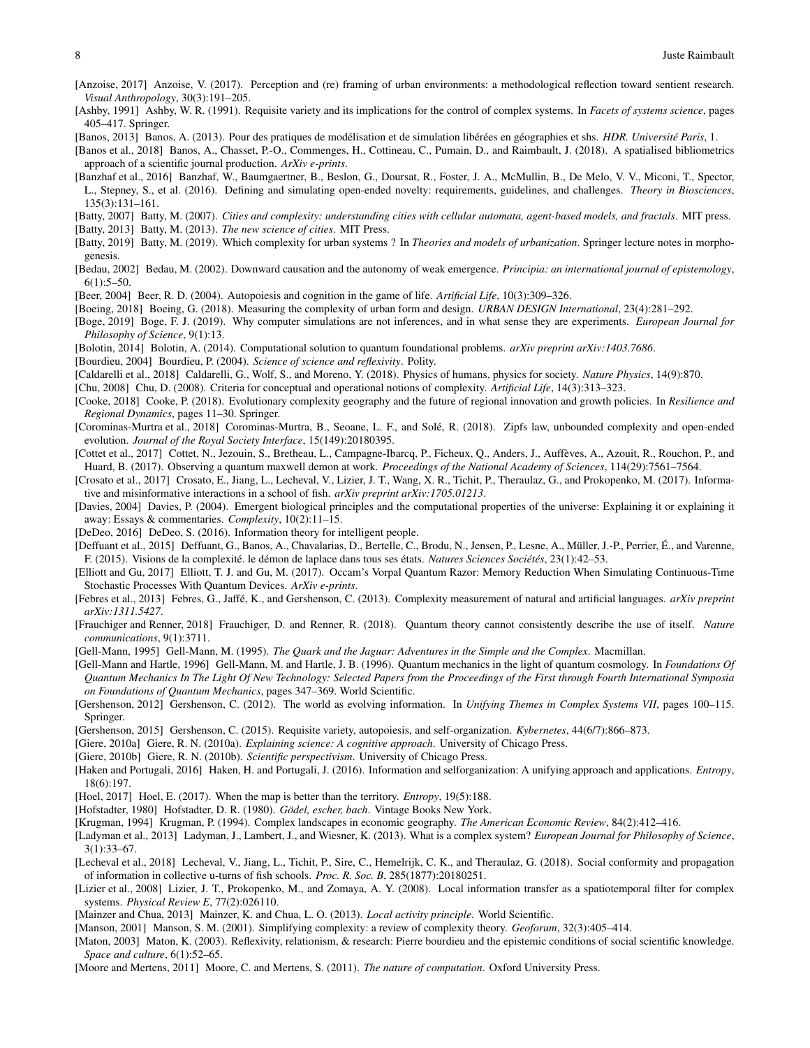[Anzoise, 2017] Anzoise, V. (2017). Perception and (re) framing of urban environments: a methodological reflection toward sentient research. *Visual Anthropology*, 30(3):191–205.

[Ashby, 1991] Ashby, W. R. (1991). Requisite variety and its implications for the control of complex systems. In *Facets of systems science*, pages 405–417. Springer.

[Banos, 2013] Banos, A. (2013). Pour des pratiques de modélisation et de simulation libérées en géographies et shs. *HDR. Université Paris*, 1.

[Banos et al., 2018] Banos, A., Chasset, P.-O., Commenges, H., Cottineau, C., Pumain, D., and Raimbault, J. (2018). A spatialised bibliometrics approach of a scientific journal production. *ArXiv e-prints*.

[Banzhaf et al., 2016] Banzhaf, W., Baumgaertner, B., Beslon, G., Doursat, R., Foster, J. A., McMullin, B., De Melo, V. V., Miconi, T., Spector, L., Stepney, S., et al. (2016). Defining and simulating open-ended novelty: requirements, guidelines, and challenges. *Theory in Biosciences*, 135(3):131–161.

[Batty, 2007] Batty, M. (2007). *Cities and complexity: understanding cities with cellular automata, agent-based models, and fractals*. MIT press.

[Batty, 2013] Batty, M. (2013). *The new science of cities*. MIT Press.

[Batty, 2019] Batty, M. (2019). Which complexity for urban systems ? In *Theories and models of urbanization*. Springer lecture notes in morphogenesis.

[Bedau, 2002] Bedau, M. (2002). Downward causation and the autonomy of weak emergence. *Principia: an international journal of epistemology*, 6(1):5–50.

[Beer, 2004] Beer, R. D. (2004). Autopoiesis and cognition in the game of life. *Artificial Life*, 10(3):309–326.

[Boeing, 2018] Boeing, G. (2018). Measuring the complexity of urban form and design. *URBAN DESIGN International*, 23(4):281–292.

[Boge, 2019] Boge, F. J. (2019). Why computer simulations are not inferences, and in what sense they are experiments. *European Journal for Philosophy of Science*, 9(1):13.

[Bolotin, 2014] Bolotin, A. (2014). Computational solution to quantum foundational problems. *arXiv preprint arXiv:1403.7686*.

[Bourdieu, 2004] Bourdieu, P. (2004). *Science of science and reflexivity*. Polity.

[Caldarelli et al., 2018] Caldarelli, G., Wolf, S., and Moreno, Y. (2018). Physics of humans, physics for society. *Nature Physics*, 14(9):870.

[Chu, 2008] Chu, D. (2008). Criteria for conceptual and operational notions of complexity. *Artificial Life*, 14(3):313–323.

[Cooke, 2018] Cooke, P. (2018). Evolutionary complexity geography and the future of regional innovation and growth policies. In *Resilience and Regional Dynamics*, pages 11–30. Springer.

[Corominas-Murtra et al., 2018] Corominas-Murtra, B., Seoane, L. F., and Solé, R. (2018). Zipfs law, unbounded complexity and open-ended evolution. *Journal of the Royal Society Interface*, 15(149):20180395.

[Cottet et al., 2017] Cottet, N., Jezouin, S., Bretheau, L., Campagne-Ibarcq, P., Ficheux, Q., Anders, J., Auffèves, A., Azouit, R., Rouchon, P., and Huard, B. (2017). Observing a quantum maxwell demon at work. *Proceedings of the National Academy of Sciences*, 114(29):7561–7564.

[Crosato et al., 2017] Crosato, E., Jiang, L., Lecheval, V., Lizier, J. T., Wang, X. R., Tichit, P., Theraulaz, G., and Prokopenko, M. (2017). Informative and misinformative interactions in a school of fish. *arXiv preprint arXiv:1705.01213*.

[Davies, 2004] Davies, P. (2004). Emergent biological principles and the computational properties of the universe: Explaining it or explaining it away: Essays & commentaries. *Complexity*, 10(2):11–15.

[DeDeo, 2016] DeDeo, S. (2016). Information theory for intelligent people.

[Deffuant et al., 2015] Deffuant, G., Banos, A., Chavalarias, D., Bertelle, C., Brodu, N., Jensen, P., Lesne, A., Müller, J.-P., Perrier, É., and Varenne, F. (2015). Visions de la complexité. le démon de laplace dans tous ses états. *Natures Sciences Sociétés*, 23(1):42–53.

[Elliott and Gu, 2017] Elliott, T. J. and Gu, M. (2017). Occam's Vorpal Quantum Razor: Memory Reduction When Simulating Continuous-Time Stochastic Processes With Quantum Devices. *ArXiv e-prints*.

[Febres et al., 2013] Febres, G., Jaffé, K., and Gershenson, C. (2013). Complexity measurement of natural and artificial languages. *arXiv preprint arXiv:1311.5427*.

[Frauchiger and Renner, 2018] Frauchiger, D. and Renner, R. (2018). Quantum theory cannot consistently describe the use of itself. *Nature communications*, 9(1):3711.

[Gell-Mann, 1995] Gell-Mann, M. (1995). *The Quark and the Jaguar: Adventures in the Simple and the Complex*. Macmillan.

[Gell-Mann and Hartle, 1996] Gell-Mann, M. and Hartle, J. B. (1996). Quantum mechanics in the light of quantum cosmology. In *Foundations Of Quantum Mechanics In The Light Of New Technology: Selected Papers from the Proceedings of the First through Fourth International Symposia on Foundations of Quantum Mechanics*, pages 347–369. World Scientific.

[Gershenson, 2012] Gershenson, C. (2012). The world as evolving information. In *Unifying Themes in Complex Systems VII*, pages 100–115. Springer.

[Gershenson, 2015] Gershenson, C. (2015). Requisite variety, autopoiesis, and self-organization. *Kybernetes*, 44(6/7):866–873.

[Giere, 2010a] Giere, R. N. (2010a). *Explaining science: A cognitive approach*. University of Chicago Press.

[Giere, 2010b] Giere, R. N. (2010b). *Scientific perspectivism*. University of Chicago Press.

[Haken and Portugali, 2016] Haken, H. and Portugali, J. (2016). Information and selforganization: A unifying approach and applications. *Entropy*, 18(6):197.

[Hoel, 2017] Hoel, E. (2017). When the map is better than the territory. *Entropy*, 19(5):188.

[Hofstadter, 1980] Hofstadter, D. R. (1980). *Gödel, escher, bach*. Vintage Books New York.

[Krugman, 1994] Krugman, P. (1994). Complex landscapes in economic geography. *The American Economic Review*, 84(2):412–416.

[Ladyman et al., 2013] Ladyman, J., Lambert, J., and Wiesner, K. (2013). What is a complex system? *European Journal for Philosophy of Science*, 3(1):33–67.

[Lecheval et al., 2018] Lecheval, V., Jiang, L., Tichit, P., Sire, C., Hemelrijk, C. K., and Theraulaz, G. (2018). Social conformity and propagation of information in collective u-turns of fish schools. *Proc. R. Soc. B*, 285(1877):20180251.

[Lizier et al., 2008] Lizier, J. T., Prokopenko, M., and Zomaya, A. Y. (2008). Local information transfer as a spatiotemporal filter for complex systems. *Physical Review E*, 77(2):026110.

[Mainzer and Chua, 2013] Mainzer, K. and Chua, L. O. (2013). *Local activity principle*. World Scientific.

[Manson, 2001] Manson, S. M. (2001). Simplifying complexity: a review of complexity theory. *Geoforum*, 32(3):405–414.

[Maton, 2003] Maton, K. (2003). Reflexivity, relationism, & research: Pierre bourdieu and the epistemic conditions of social scientific knowledge. *Space and culture*, 6(1):52–65.

[Moore and Mertens, 2011] Moore, C. and Mertens, S. (2011). *The nature of computation*. Oxford University Press.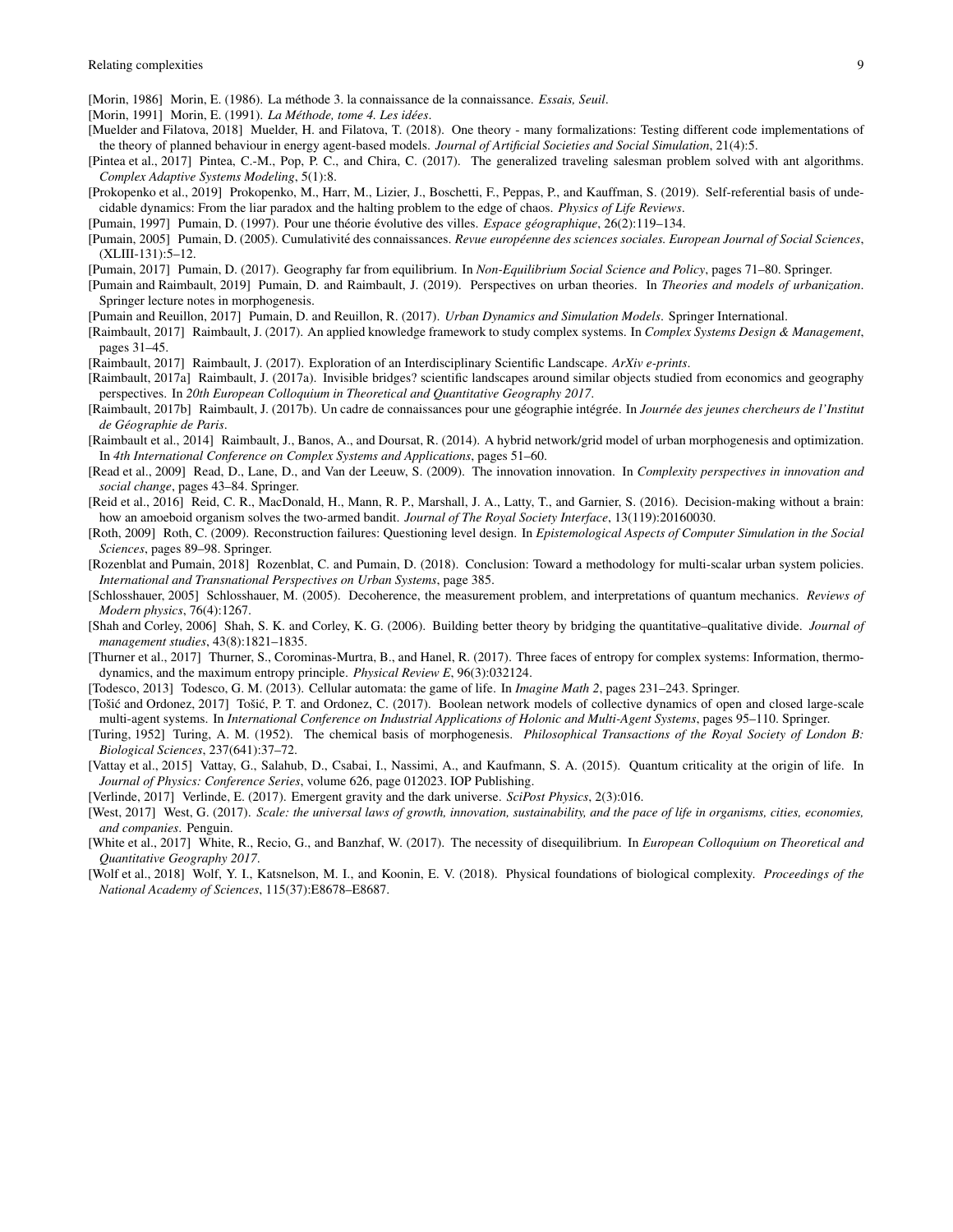[Morin, 1986] Morin, E. (1986). La méthode 3. la connaissance de la connaissance. *Essais, Seuil*.

[Morin, 1991] Morin, E. (1991). *La Méthode, tome 4. Les idées*.

[Muelder and Filatova, 2018] Muelder, H. and Filatova, T. (2018). One theory - many formalizations: Testing different code implementations of the theory of planned behaviour in energy agent-based models. *Journal of Artificial Societies and Social Simulation*, 21(4):5.

[Pintea et al., 2017] Pintea, C.-M., Pop, P. C., and Chira, C. (2017). The generalized traveling salesman problem solved with ant algorithms. *Complex Adaptive Systems Modeling*, 5(1):8.

[Prokopenko et al., 2019] Prokopenko, M., Harr, M., Lizier, J., Boschetti, F., Peppas, P., and Kauffman, S. (2019). Self-referential basis of undecidable dynamics: From the liar paradox and the halting problem to the edge of chaos. *Physics of Life Reviews*.

[Pumain, 1997] Pumain, D. (1997). Pour une théorie évolutive des villes. *Espace géographique*, 26(2):119–134.

[Pumain, 2005] Pumain, D. (2005). Cumulativité des connaissances. *Revue européenne des sciences sociales. European Journal of Social Sciences*, (XLIII-131):5–12.

[Pumain, 2017] Pumain, D. (2017). Geography far from equilibrium. In *Non-Equilibrium Social Science and Policy*, pages 71–80. Springer.

[Pumain and Raimbault, 2019] Pumain, D. and Raimbault, J. (2019). Perspectives on urban theories. In *Theories and models of urbanization*. Springer lecture notes in morphogenesis.

[Pumain and Reuillon, 2017] Pumain, D. and Reuillon, R. (2017). *Urban Dynamics and Simulation Models*. Springer International.

[Raimbault, 2017] Raimbault, J. (2017). An applied knowledge framework to study complex systems. In *Complex Systems Design & Management*, pages 31–45.

[Raimbault, 2017] Raimbault, J. (2017). Exploration of an Interdisciplinary Scientific Landscape. *ArXiv e-prints*.

[Raimbault, 2017a] Raimbault, J. (2017a). Invisible bridges? scientific landscapes around similar objects studied from economics and geography perspectives. In *20th European Colloquium in Theoretical and Quantitative Geography 2017*.

[Raimbault, 2017b] Raimbault, J. (2017b). Un cadre de connaissances pour une géographie intégrée. In *Journée des jeunes chercheurs de l'Institut de Géographie de Paris*.

[Raimbault et al., 2014] Raimbault, J., Banos, A., and Doursat, R. (2014). A hybrid network/grid model of urban morphogenesis and optimization. In *4th International Conference on Complex Systems and Applications*, pages 51–60.

[Read et al., 2009] Read, D., Lane, D., and Van der Leeuw, S. (2009). The innovation innovation. In *Complexity perspectives in innovation and social change*, pages 43–84. Springer.

[Reid et al., 2016] Reid, C. R., MacDonald, H., Mann, R. P., Marshall, J. A., Latty, T., and Garnier, S. (2016). Decision-making without a brain: how an amoeboid organism solves the two-armed bandit. *Journal of The Royal Society Interface*, 13(119):20160030.

[Roth, 2009] Roth, C. (2009). Reconstruction failures: Questioning level design. In *Epistemological Aspects of Computer Simulation in the Social Sciences*, pages 89–98. Springer.

[Rozenblat and Pumain, 2018] Rozenblat, C. and Pumain, D. (2018). Conclusion: Toward a methodology for multi-scalar urban system policies. *International and Transnational Perspectives on Urban Systems*, page 385.

[Schlosshauer, 2005] Schlosshauer, M. (2005). Decoherence, the measurement problem, and interpretations of quantum mechanics. *Reviews of Modern physics*, 76(4):1267.

[Shah and Corley, 2006] Shah, S. K. and Corley, K. G. (2006). Building better theory by bridging the quantitative–qualitative divide. *Journal of management studies*, 43(8):1821–1835.

[Thurner et al., 2017] Thurner, S., Corominas-Murtra, B., and Hanel, R. (2017). Three faces of entropy for complex systems: Information, thermodynamics, and the maximum entropy principle. *Physical Review E*, 96(3):032124.

[Todesco, 2013] Todesco, G. M. (2013). Cellular automata: the game of life. In *Imagine Math 2*, pages 231–243. Springer.

[Tošić and Ordonez, 2017] Tošić, P. T. and Ordonez, C. (2017). Boolean network models of collective dynamics of open and closed large-scale multi-agent systems. In *International Conference on Industrial Applications of Holonic and Multi-Agent Systems*, pages 95–110. Springer.

[Turing, 1952] Turing, A. M. (1952). The chemical basis of morphogenesis. *Philosophical Transactions of the Royal Society of London B: Biological Sciences*, 237(641):37–72.

[Vattay et al., 2015] Vattay, G., Salahub, D., Csabai, I., Nassimi, A., and Kaufmann, S. A. (2015). Quantum criticality at the origin of life. In *Journal of Physics: Conference Series*, volume 626, page 012023. IOP Publishing.

[Verlinde, 2017] Verlinde, E. (2017). Emergent gravity and the dark universe. *SciPost Physics*, 2(3):016.

[West, 2017] West, G. (2017). *Scale: the universal laws of growth, innovation, sustainability, and the pace of life in organisms, cities, economies, and companies*. Penguin.

[White et al., 2017] White, R., Recio, G., and Banzhaf, W. (2017). The necessity of disequilibrium. In *European Colloquium on Theoretical and Quantitative Geography 2017*.

[Wolf et al., 2018] Wolf, Y. I., Katsnelson, M. I., and Koonin, E. V. (2018). Physical foundations of biological complexity. *Proceedings of the National Academy of Sciences*, 115(37):E8678–E8687.